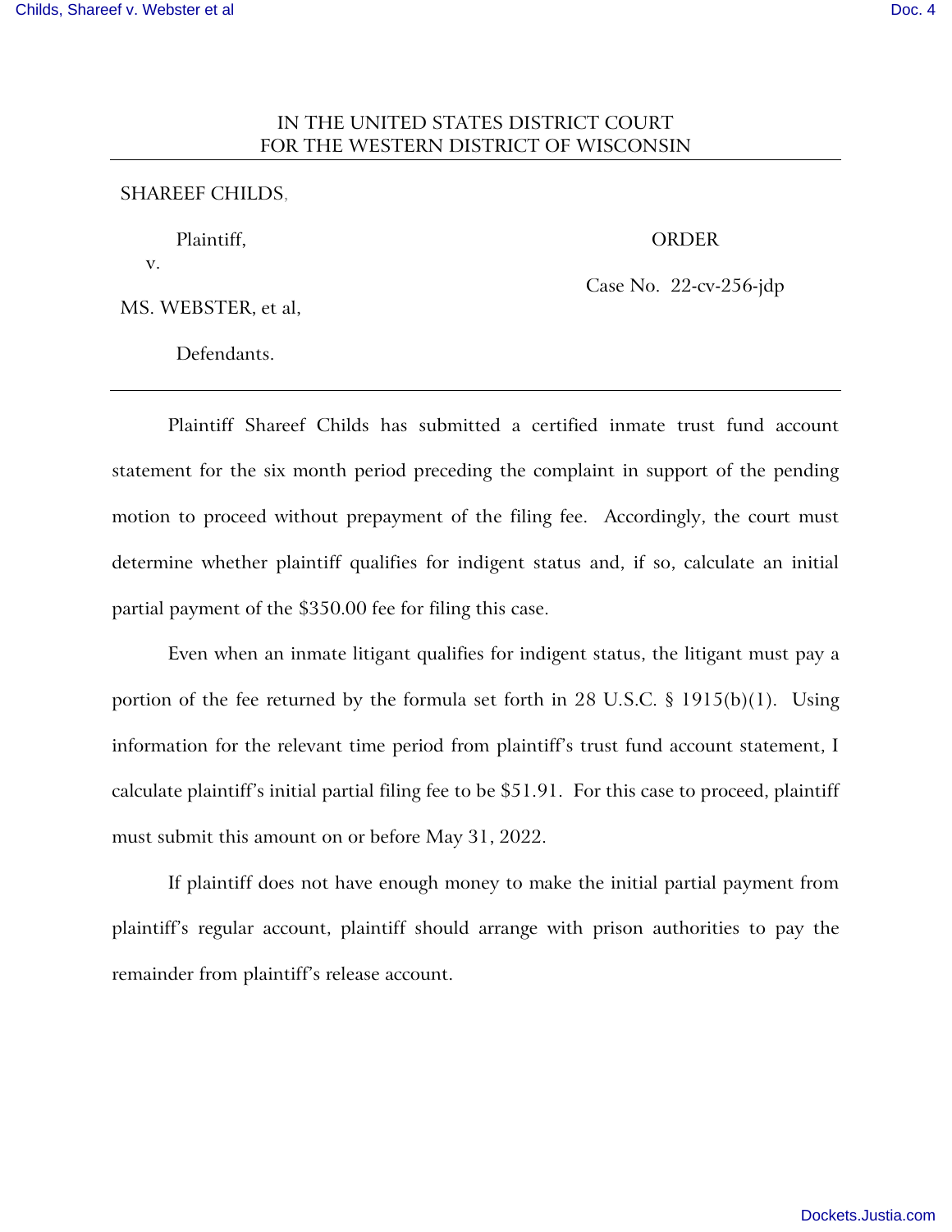IN THE UNITED STATES DISTRICT COURT
FOR THE WESTERN DISTRICT OF WISCONSIN

---

SHAREEF CHILDS,

Plaintiff,

v.

MS. WEBSTER, et al,

Defendants.

ORDER

Case No. 22-cv-256-jdp

---

Plaintiff Shareef Childs has submitted a certified inmate trust fund account statement for the six month period preceding the complaint in support of the pending motion to proceed without prepayment of the filing fee. Accordingly, the court must determine whether plaintiff qualifies for indigent status and, if so, calculate an initial partial payment of the $350.00 fee for filing this case.

Even when an inmate litigant qualifies for indigent status, the litigant must pay a portion of the fee returned by the formula set forth in 28 U.S.C. § 1915(b)(1). Using information for the relevant time period from plaintiff's trust fund account statement, I calculate plaintiff's initial partial filing fee to be $51.91. For this case to proceed, plaintiff must submit this amount on or before May 31, 2022.

If plaintiff does not have enough money to make the initial partial payment from plaintiff's regular account, plaintiff should arrange with prison authorities to pay the remainder from plaintiff's release account.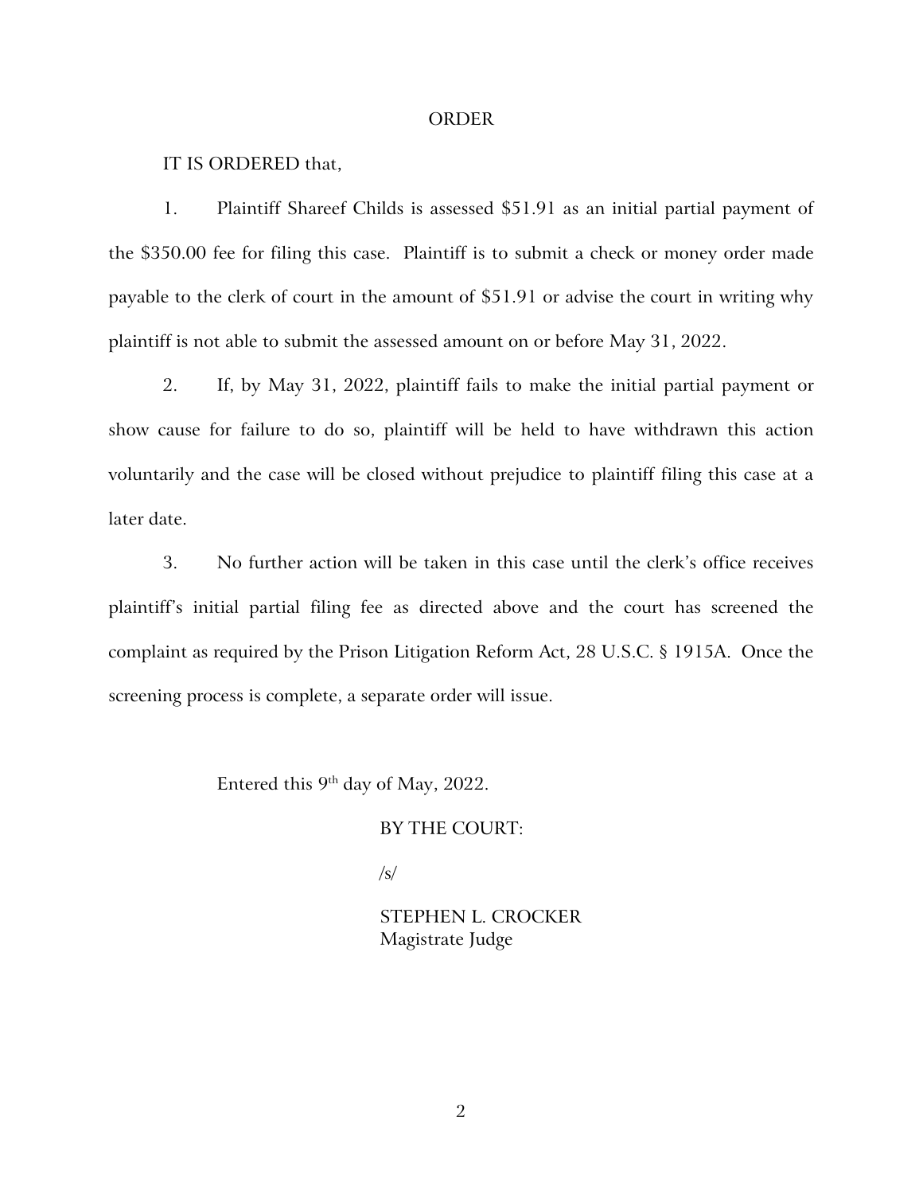ORDER

IT IS ORDERED that,

1. Plaintiff Shareef Childs is assessed $51.91 as an initial partial payment of the $350.00 fee for filing this case. Plaintiff is to submit a check or money order made payable to the clerk of court in the amount of $51.91 or advise the court in writing why plaintiff is not able to submit the assessed amount on or before May 31, 2022.

2. If, by May 31, 2022, plaintiff fails to make the initial partial payment or show cause for failure to do so, plaintiff will be held to have withdrawn this action voluntarily and the case will be closed without prejudice to plaintiff filing this case at a later date.

3. No further action will be taken in this case until the clerk's office receives plaintiff's initial partial filing fee as directed above and the court has screened the complaint as required by the Prison Litigation Reform Act, 28 U.S.C. § 1915A. Once the screening process is complete, a separate order will issue.

Entered this 9th day of May, 2022.

BY THE COURT:

/s/

STEPHEN L. CROCKER
Magistrate Judge